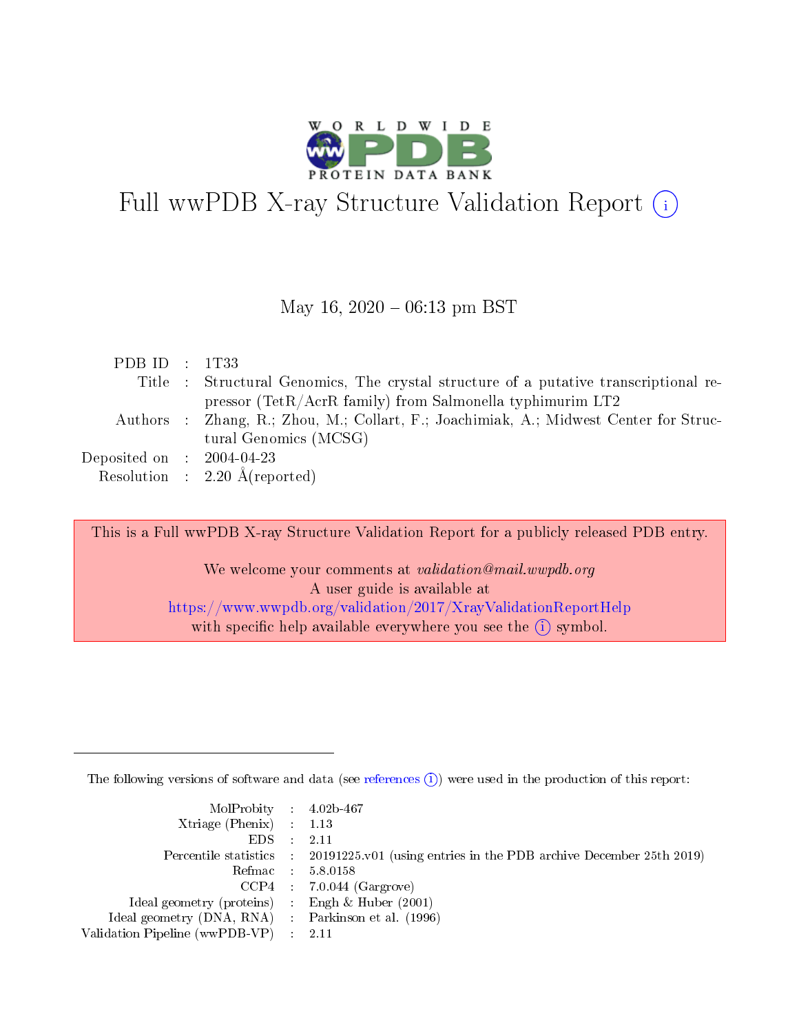# Full wwPDB X-ray Structure Validation Report (i)

May 16, 2020 – 06:13 pm BST

| | | |
|---|---|---|
| PDB ID | : | 1T33 |
| Title | : | Structural Genomics, The crystal structure of a putative transcriptional repressor (TetR/AcrR family) from Salmonella typhimurim LT2 |
| Authors | : | Zhang, R.; Zhou, M.; Collart, F.; Joachimiak, A.; Midwest Center for Structural Genomics (MCSG) |
| Deposited on | : | 2004-04-23 |
| Resolution | : | 2.20 Å(reported) |

This is a Full wwPDB X-ray Structure Validation Report for a publicly released PDB entry.

We welcome your comments at *validation@mail.wwpdb.org*
A user guide is available at
https://www.wwpdb.org/validation/2017/XrayValidationReportHelp
with specific help available everywhere you see the (i) symbol.

The following versions of software and data (see references (i)) were used in the production of this report:

| | | |
|---|---|---|
| MolProbity | : | 4.02b-467 |
| Xtriage (Phenix) | : | 1.13 |
| EDS | : | 2.11 |
| Percentile statistics | : | 20191225.v01 (using entries in the PDB archive December 25th 2019) |
| Refmac | : | 5.8.0158 |
| CCP4 | : | 7.0.044 (Gargrove) |
| Ideal geometry (proteins) | : | Engh & Huber (2001) |
| Ideal geometry (DNA, RNA) | : | Parkinson et al. (1996) |
| Validation Pipeline (wwPDB-VP) | : | 2.11 |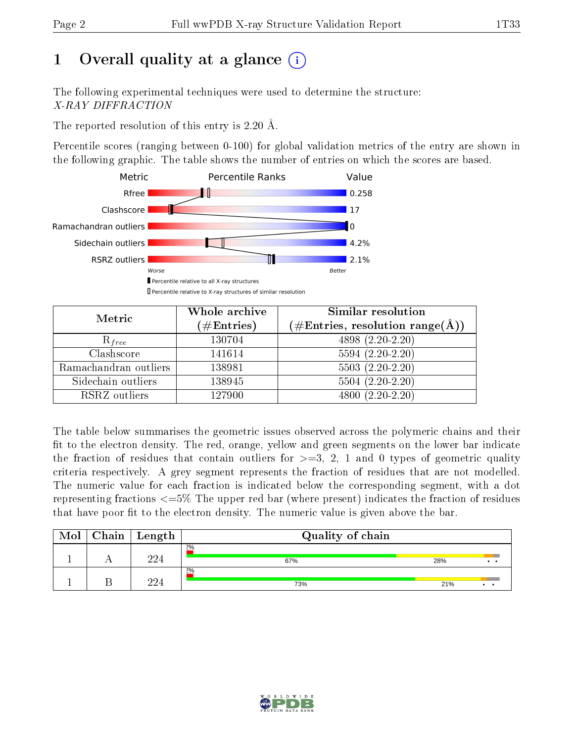# 1 Overall quality at a glance (i)

The following experimental techniques were used to determine the structure:
*X-RAY DIFFRACTION*

The reported resolution of this entry is 2.20 Å.

Percentile scores (ranging between 0-100) for global validation metrics of the entry are shown in the following graphic. The table shows the number of entries on which the scores are based.

| Metric | Value |
|---|---|
| Rfree | 0.258 |
| Clashscore | 17 |
| Ramachandran outliers | 0 |
| Sidechain outliers | 4.2% |
| RSRZ outliers | 2.1% |

Worse — Better

▮ Percentile relative to all X-ray structures
▯ Percentile relative to X-ray structures of similar resolution

| Metric | Whole archive (#Entries) | Similar resolution (#Entries, resolution range(Å)) |
|---|---|---|
| $R_{free}$ | 130704 | 4898 (2.20-2.20) |
| Clashscore | 141614 | 5594 (2.20-2.20) |
| Ramachandran outliers | 138981 | 5503 (2.20-2.20) |
| Sidechain outliers | 138945 | 5504 (2.20-2.20) |
| RSRZ outliers | 127900 | 4800 (2.20-2.20) |

The table below summarises the geometric issues observed across the polymeric chains and their fit to the electron density. The red, orange, yellow and green segments on the lower bar indicate the fraction of residues that contain outliers for >=3, 2, 1 and 0 types of geometric quality criteria respectively. A grey segment represents the fraction of residues that are not modelled. The numeric value for each fraction is indicated below the corresponding segment, with a dot representing fractions <=5% The upper red bar (where present) indicates the fraction of residues that have poor fit to the electron density. The numeric value is given above the bar.

| Mol | Chain | Length | Quality of chain |
|---|---|---|---|
| 1 | A | 224 | 2%; 67%, 28%, •, • |
| 1 | B | 224 | 2%; 73%, 21%, •, • |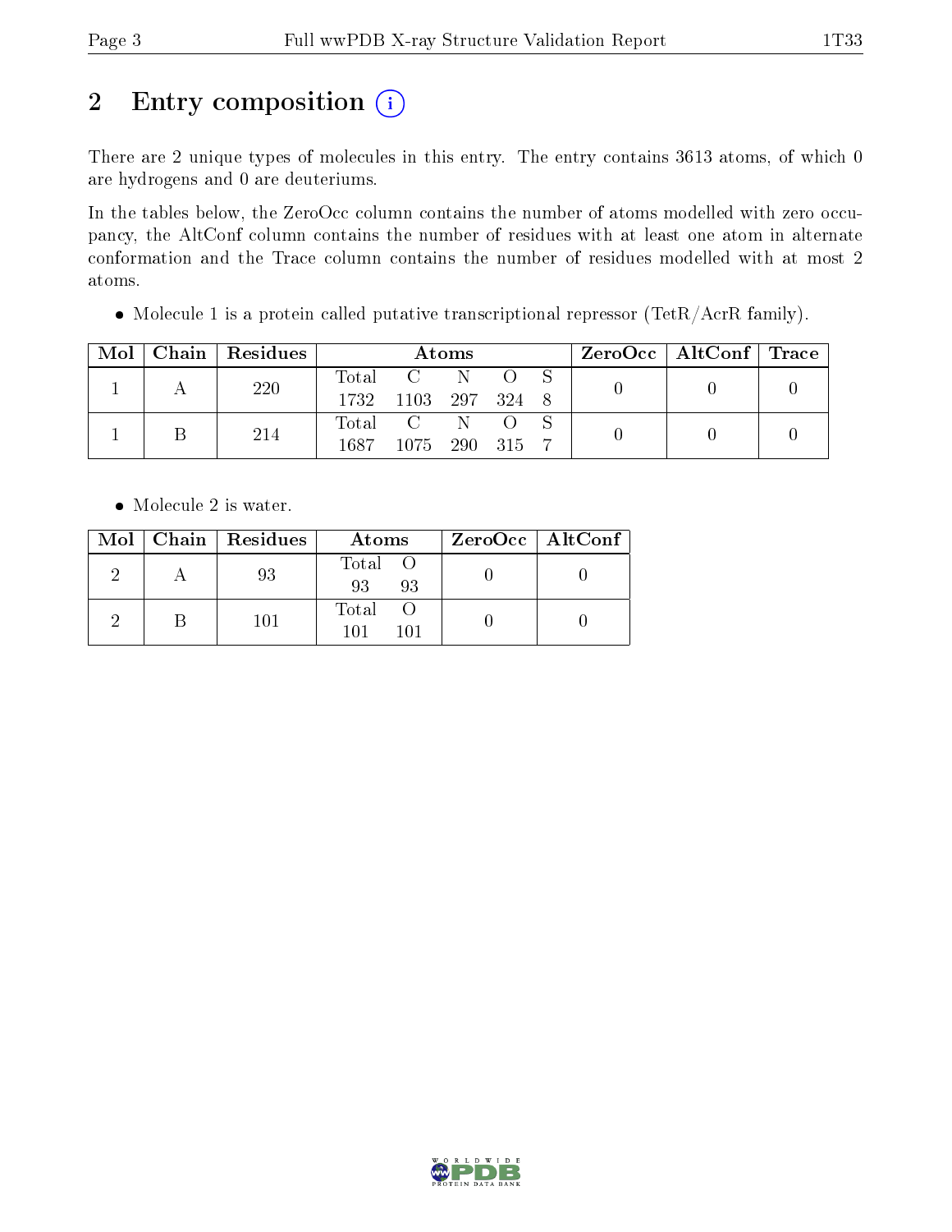# 2 Entry composition (i)

There are 2 unique types of molecules in this entry. The entry contains 3613 atoms, of which 0 are hydrogens and 0 are deuteriums.

In the tables below, the ZeroOcc column contains the number of atoms modelled with zero occupancy, the AltConf column contains the number of residues with at least one atom in alternate conformation and the Trace column contains the number of residues modelled with at most 2 atoms.

- Molecule 1 is a protein called putative transcriptional repressor (TetR/AcrR family).

| Mol | Chain | Residues | Atoms | | | | | ZeroOcc | AltConf | Trace |
|---|---|---|---|---|---|---|---|---|---|---|
| 1 | A | 220 | Total<br>1732 | C<br>1103 | N<br>297 | O<br>324 | S<br>8 | 0 | 0 | 0 |
| 1 | B | 214 | Total<br>1687 | C<br>1075 | N<br>290 | O<br>315 | S<br>7 | 0 | 0 | 0 |

- Molecule 2 is water.

| Mol | Chain | Residues | Atoms | | ZeroOcc | AltConf |
|---|---|---|---|---|---|---|
| 2 | A | 93 | Total<br>93 | O<br>93 | 0 | 0 |
| 2 | B | 101 | Total<br>101 | O<br>101 | 0 | 0 |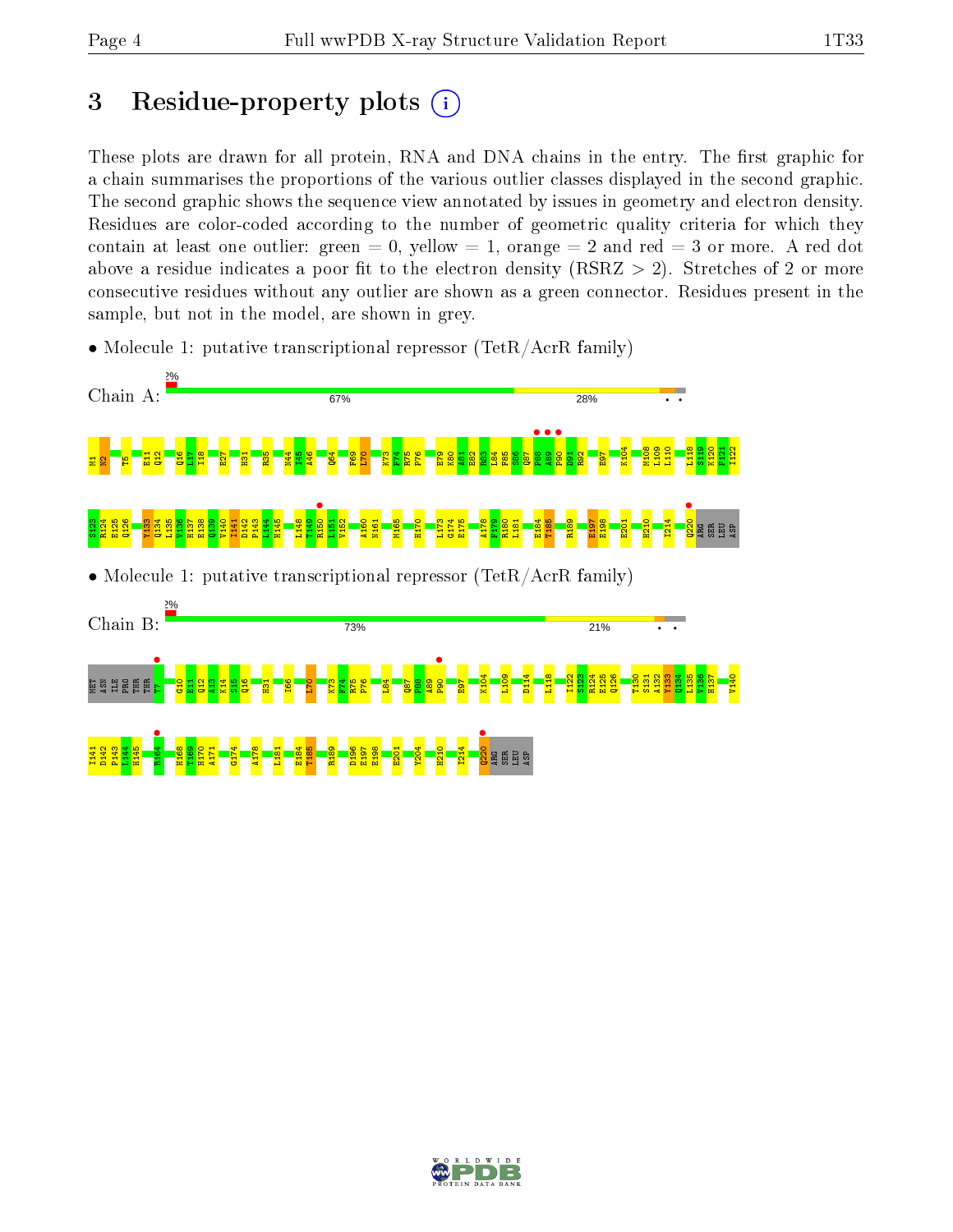# 3 Residue-property plots

These plots are drawn for all protein, RNA and DNA chains in the entry. The first graphic for a chain summarises the proportions of the various outlier classes displayed in the second graphic. The second graphic shows the sequence view annotated by issues in geometry and electron density. Residues are color-coded according to the number of geometric quality criteria for which they contain at least one outlier: green = 0, yellow = 1, orange = 2 and red = 3 or more. A red dot above a residue indicates a poor fit to the electron density (RSRZ > 2). Stretches of 2 or more consecutive residues without any outlier are shown as a green connector. Residues present in the sample, but not in the model, are shown in grey.

- Molecule 1: putative transcriptional repressor (TetR/AcrR family)

Chain A: 2% | 67% | 28% | • •

M1 N2 T5 E11 Q12 Q16 L17 I18 E27 H31 R35 N44 I45 A46 Q64 F69 L70 K73 F74 R75 P76 E79 K80 A81 E82 R83 E84 F85 S86 Q87 P88 A89 P90 D91 R92 E97 K104 M108 L109 L110 L118 S119 K120 F121 I122 S123 R124 E125 Q126 Y133 Q134 L135 V136 H137 E138 Q139 V140 I141 D142 P143 L144 H145 L148 T149 R150 L151 V152 A160 N161 M165 H170 L173 G174 E175 A178 F179 R180 L181 E184 T185 R189 E197 E198 E201 H210 I214 Q220 ARG SER LEU ASP

- Molecule 1: putative transcriptional repressor (TetR/AcrR family)

Chain B: 2% | 73% | 21% | • •

MET ASN ILE PRO THR THR T7 G10 E11 Q12 A13 K14 S15 Q16 H31 I66 L70 K73 F74 R75 P76 L84 Q87 P88 A89 P90 E97 K104 L109 D114 L118 I122 S123 R124 E125 Q126 T130 S131 A132 Y133 Q134 L135 V136 H137 V140 I141 D142 P143 L144 H145 R164 H168 T169 H170 A171 G174 A178 L181 E184 T185 R189 D196 E197 E198 E201 Y204 H210 I214 Q220 ARG SER LEU ASP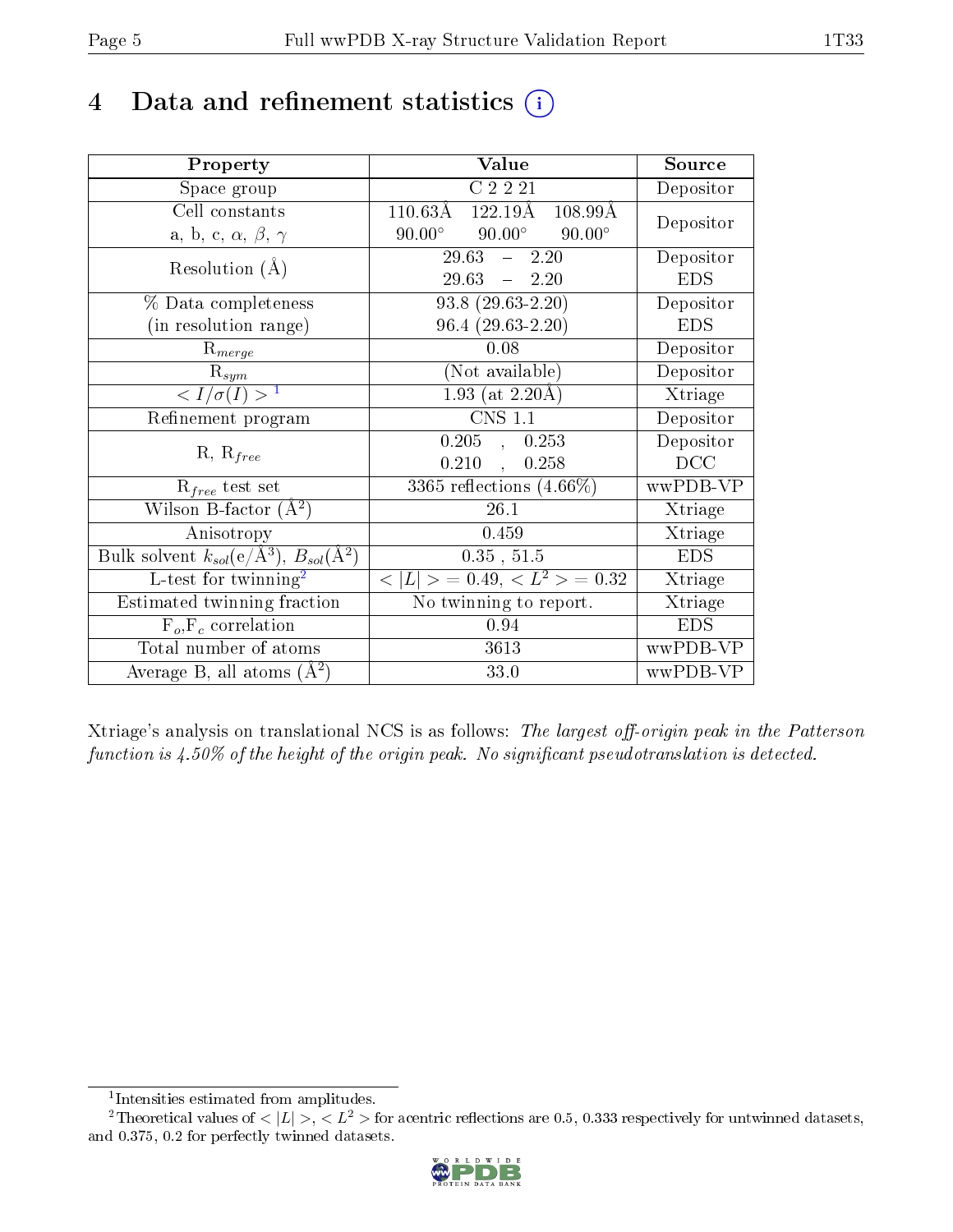# 4 Data and refinement statistics (i)

| Property | Value | Source |
|---|---|---|
| Space group | C 2 2 21 | Depositor |
| Cell constants<br>a, b, c, $\alpha$, $\beta$, $\gamma$ | 110.63Å 122.19Å 108.99Å<br>90.00° 90.00° 90.00° | Depositor |
| Resolution (Å) | 29.63 – 2.20<br>29.63 – 2.20 | Depositor<br>EDS |
| % Data completeness<br>(in resolution range) | 93.8 (29.63-2.20)<br>96.4 (29.63-2.20) | Depositor<br>EDS |
| $R_{merge}$ | 0.08 | Depositor |
| $R_{sym}$ | (Not available) | Depositor |
| $< I/\sigma(I) >$ [1] | 1.93 (at 2.20Å) | Xtriage |
| Refinement program | CNS 1.1 | Depositor |
| R, $R_{free}$ | 0.205 , 0.253<br>0.210 , 0.258 | Depositor<br>DCC |
| $R_{free}$ test set | 3365 reflections (4.66%) | wwPDB-VP |
| Wilson B-factor ($Å^2$) | 26.1 | Xtriage |
| Anisotropy | 0.459 | Xtriage |
| Bulk solvent $k_{sol}$($e/Å^3$), $B_{sol}$($Å^2$) | 0.35 , 51.5 | EDS |
| L-test for twinning[2] | $< \|L\| >$ = 0.49, $< L^2 >$ = 0.32 | Xtriage |
| Estimated twinning fraction | No twinning to report. | Xtriage |
| $F_o$,$F_c$ correlation | 0.94 | EDS |
| Total number of atoms | 3613 | wwPDB-VP |
| Average B, all atoms ($Å^2$) | 33.0 | wwPDB-VP |

Xtriage's analysis on translational NCS is as follows: *The largest off-origin peak in the Patterson function is 4.50% of the height of the origin peak. No significant pseudotranslation is detected.*

[1] Intensities estimated from amplitudes.

[2] Theoretical values of $< |L| >$, $< L^2 >$ for acentric reflections are 0.5, 0.333 respectively for untwinned datasets, and 0.375, 0.2 for perfectly twinned datasets.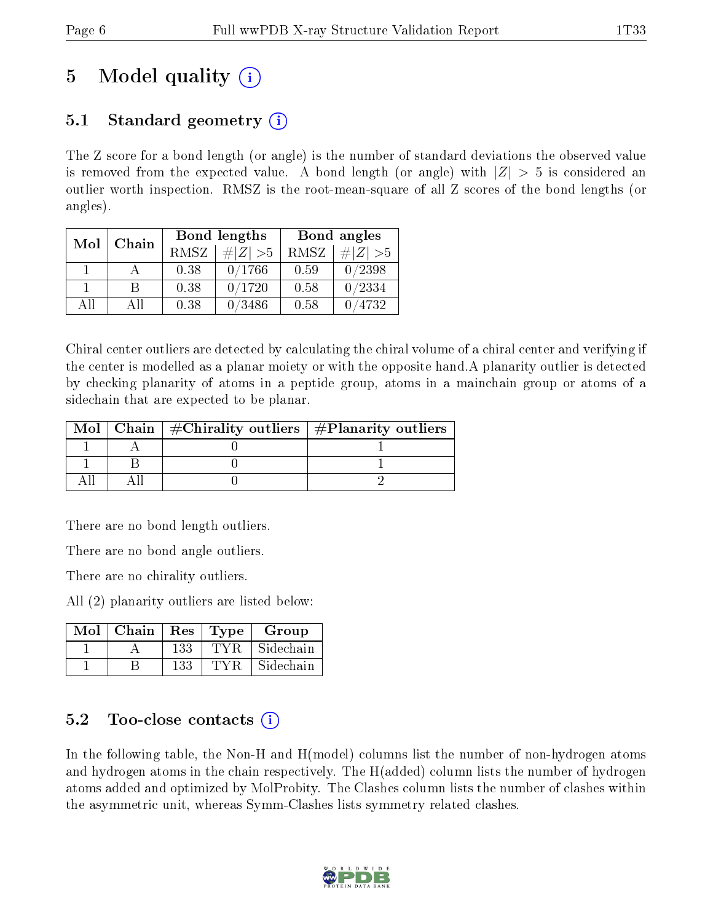# 5 Model quality

## 5.1 Standard geometry

The Z score for a bond length (or angle) is the number of standard deviations the observed value is removed from the expected value. A bond length (or angle) with $|Z| > 5$ is considered an outlier worth inspection. RMSZ is the root-mean-square of all Z scores of the bond lengths (or angles).

| Mol | Chain | Bond lengths | | Bond angles | |
|---|---|---|---|---|---|
| | | RMSZ | $\#\|Z\| > 5$ | RMSZ | $\#\|Z\| > 5$ |
| 1 | A | 0.38 | 0/1766 | 0.59 | 0/2398 |
| 1 | B | 0.38 | 0/1720 | 0.58 | 0/2334 |
| All | All | 0.38 | 0/3486 | 0.58 | 0/4732 |

Chiral center outliers are detected by calculating the chiral volume of a chiral center and verifying if the center is modelled as a planar moiety or with the opposite hand.A planarity outlier is detected by checking planarity of atoms in a peptide group, atoms in a mainchain group or atoms of a sidechain that are expected to be planar.

| Mol | Chain | #Chirality outliers | #Planarity outliers |
|---|---|---|---|
| 1 | A | 0 | 1 |
| 1 | B | 0 | 1 |
| All | All | 0 | 2 |

There are no bond length outliers.

There are no bond angle outliers.

There are no chirality outliers.

All (2) planarity outliers are listed below:

| Mol | Chain | Res | Type | Group |
|---|---|---|---|---|
| 1 | A | 133 | TYR | Sidechain |
| 1 | B | 133 | TYR | Sidechain |

## 5.2 Too-close contacts

In the following table, the Non-H and H(model) columns list the number of non-hydrogen atoms and hydrogen atoms in the chain respectively. The H(added) column lists the number of hydrogen atoms added and optimized by MolProbity. The Clashes column lists the number of clashes within the asymmetric unit, whereas Symm-Clashes lists symmetry related clashes.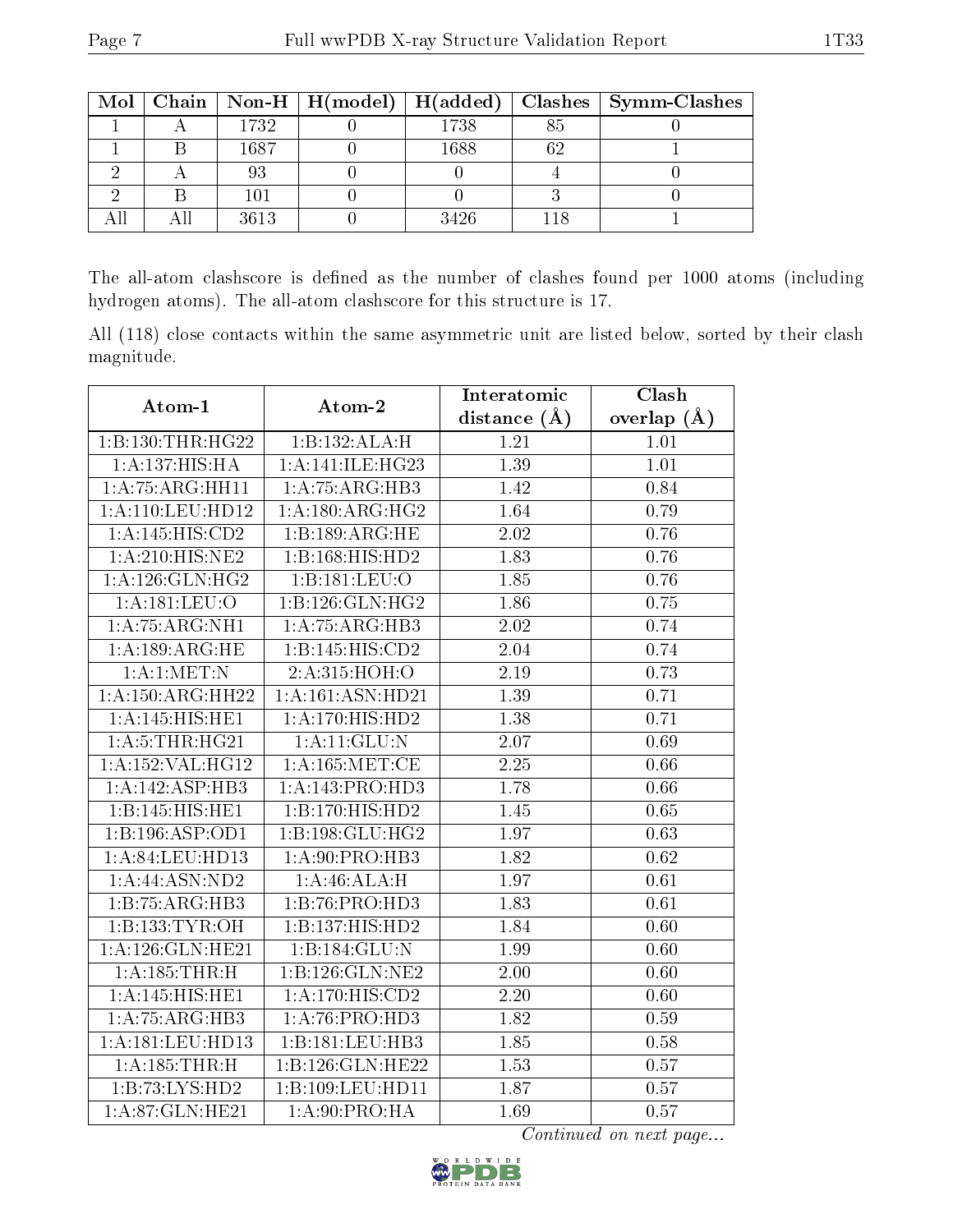| Mol | Chain | Non-H | H(model) | H(added) | Clashes | Symm-Clashes |
|---|---|---|---|---|---|---|
| 1 | A | 1732 | 0 | 1738 | 85 | 0 |
| 1 | B | 1687 | 0 | 1688 | 62 | 1 |
| 2 | A | 93 | 0 | 0 | 4 | 0 |
| 2 | B | 101 | 0 | 0 | 3 | 0 |
| All | All | 3613 | 0 | 3426 | 118 | 1 |

The all-atom clashscore is defined as the number of clashes found per 1000 atoms (including hydrogen atoms). The all-atom clashscore for this structure is 17.

All (118) close contacts within the same asymmetric unit are listed below, sorted by their clash magnitude.

| Atom-1 | Atom-2 | Interatomic distance (Å) | Clash overlap (Å) |
|---|---|---|---|
| 1:B:130:THR:HG22 | 1:B:132:ALA:H | 1.21 | 1.01 |
| 1:A:137:HIS:HA | 1:A:141:ILE:HG23 | 1.39 | 1.01 |
| 1:A:75:ARG:HH11 | 1:A:75:ARG:HB3 | 1.42 | 0.84 |
| 1:A:110:LEU:HD12 | 1:A:180:ARG:HG2 | 1.64 | 0.79 |
| 1:A:145:HIS:CD2 | 1:B:189:ARG:HE | 2.02 | 0.76 |
| 1:A:210:HIS:NE2 | 1:B:168:HIS:HD2 | 1.83 | 0.76 |
| 1:A:126:GLN:HG2 | 1:B:181:LEU:O | 1.85 | 0.76 |
| 1:A:181:LEU:O | 1:B:126:GLN:HG2 | 1.86 | 0.75 |
| 1:A:75:ARG:NH1 | 1:A:75:ARG:HB3 | 2.02 | 0.74 |
| 1:A:189:ARG:HE | 1:B:145:HIS:CD2 | 2.04 | 0.74 |
| 1:A:1:MET:N | 2:A:315:HOH:O | 2.19 | 0.73 |
| 1:A:150:ARG:HH22 | 1:A:161:ASN:HD21 | 1.39 | 0.71 |
| 1:A:145:HIS:HE1 | 1:A:170:HIS:HD2 | 1.38 | 0.71 |
| 1:A:5:THR:HG21 | 1:A:11:GLU:N | 2.07 | 0.69 |
| 1:A:152:VAL:HG12 | 1:A:165:MET:CE | 2.25 | 0.66 |
| 1:A:142:ASP:HB3 | 1:A:143:PRO:HD3 | 1.78 | 0.66 |
| 1:B:145:HIS:HE1 | 1:B:170:HIS:HD2 | 1.45 | 0.65 |
| 1:B:196:ASP:OD1 | 1:B:198:GLU:HG2 | 1.97 | 0.63 |
| 1:A:84:LEU:HD13 | 1:A:90:PRO:HB3 | 1.82 | 0.62 |
| 1:A:44:ASN:ND2 | 1:A:46:ALA:H | 1.97 | 0.61 |
| 1:B:75:ARG:HB3 | 1:B:76:PRO:HD3 | 1.83 | 0.61 |
| 1:B:133:TYR:OH | 1:B:137:HIS:HD2 | 1.84 | 0.60 |
| 1:A:126:GLN:HE21 | 1:B:184:GLU:N | 1.99 | 0.60 |
| 1:A:185:THR:H | 1:B:126:GLN:NE2 | 2.00 | 0.60 |
| 1:A:145:HIS:HE1 | 1:A:170:HIS:CD2 | 2.20 | 0.60 |
| 1:A:75:ARG:HB3 | 1:A:76:PRO:HD3 | 1.82 | 0.59 |
| 1:A:181:LEU:HD13 | 1:B:181:LEU:HB3 | 1.85 | 0.58 |
| 1:A:185:THR:H | 1:B:126:GLN:HE22 | 1.53 | 0.57 |
| 1:B:73:LYS:HD2 | 1:B:109:LEU:HD11 | 1.87 | 0.57 |
| 1:A:87:GLN:HE21 | 1:A:90:PRO:HA | 1.69 | 0.57 |

*Continued on next page...*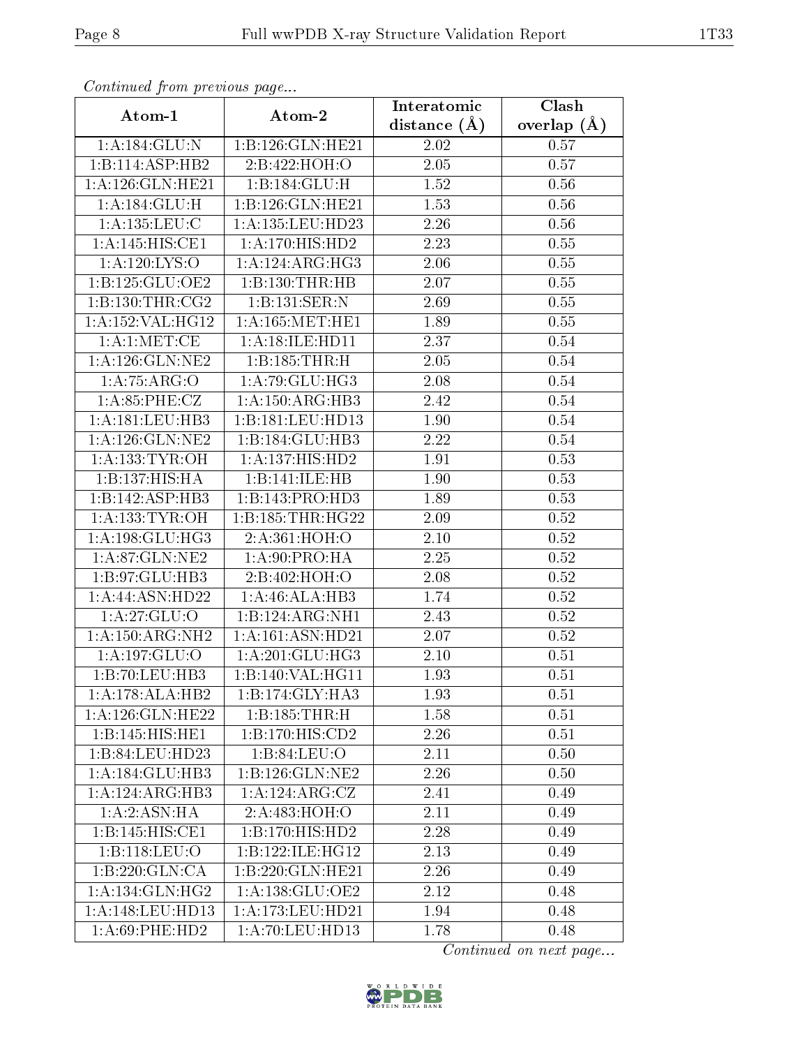*Continued from previous page...*

| Atom-1 | Atom-2 | Interatomic distance (Å) | Clash overlap (Å) |
|---|---|---|---|
| 1:A:184:GLU:N | 1:B:126:GLN:HE21 | 2.02 | 0.57 |
| 1:B:114:ASP:HB2 | 2:B:422:HOH:O | 2.05 | 0.57 |
| 1:A:126:GLN:HE21 | 1:B:184:GLU:H | 1.52 | 0.56 |
| 1:A:184:GLU:H | 1:B:126:GLN:HE21 | 1.53 | 0.56 |
| 1:A:135:LEU:C | 1:A:135:LEU:HD23 | 2.26 | 0.56 |
| 1:A:145:HIS:CE1 | 1:A:170:HIS:HD2 | 2.23 | 0.55 |
| 1:A:120:LYS:O | 1:A:124:ARG:HG3 | 2.06 | 0.55 |
| 1:B:125:GLU:OE2 | 1:B:130:THR:HB | 2.07 | 0.55 |
| 1:B:130:THR:CG2 | 1:B:131:SER:N | 2.69 | 0.55 |
| 1:A:152:VAL:HG12 | 1:A:165:MET:HE1 | 1.89 | 0.55 |
| 1:A:1:MET:CE | 1:A:18:ILE:HD11 | 2.37 | 0.54 |
| 1:A:126:GLN:NE2 | 1:B:185:THR:H | 2.05 | 0.54 |
| 1:A:75:ARG:O | 1:A:79:GLU:HG3 | 2.08 | 0.54 |
| 1:A:85:PHE:CZ | 1:A:150:ARG:HB3 | 2.42 | 0.54 |
| 1:A:181:LEU:HB3 | 1:B:181:LEU:HD13 | 1.90 | 0.54 |
| 1:A:126:GLN:NE2 | 1:B:184:GLU:HB3 | 2.22 | 0.54 |
| 1:A:133:TYR:OH | 1:A:137:HIS:HD2 | 1.91 | 0.53 |
| 1:B:137:HIS:HA | 1:B:141:ILE:HB | 1.90 | 0.53 |
| 1:B:142:ASP:HB3 | 1:B:143:PRO:HD3 | 1.89 | 0.53 |
| 1:A:133:TYR:OH | 1:B:185:THR:HG22 | 2.09 | 0.52 |
| 1:A:198:GLU:HG3 | 2:A:361:HOH:O | 2.10 | 0.52 |
| 1:A:87:GLN:NE2 | 1:A:90:PRO:HA | 2.25 | 0.52 |
| 1:B:97:GLU:HB3 | 2:B:402:HOH:O | 2.08 | 0.52 |
| 1:A:44:ASN:HD22 | 1:A:46:ALA:HB3 | 1.74 | 0.52 |
| 1:A:27:GLU:O | 1:B:124:ARG:NH1 | 2.43 | 0.52 |
| 1:A:150:ARG:NH2 | 1:A:161:ASN:HD21 | 2.07 | 0.52 |
| 1:A:197:GLU:O | 1:A:201:GLU:HG3 | 2.10 | 0.51 |
| 1:B:70:LEU:HB3 | 1:B:140:VAL:HG11 | 1.93 | 0.51 |
| 1:A:178:ALA:HB2 | 1:B:174:GLY:HA3 | 1.93 | 0.51 |
| 1:A:126:GLN:HE22 | 1:B:185:THR:H | 1.58 | 0.51 |
| 1:B:145:HIS:HE1 | 1:B:170:HIS:CD2 | 2.26 | 0.51 |
| 1:B:84:LEU:HD23 | 1:B:84:LEU:O | 2.11 | 0.50 |
| 1:A:184:GLU:HB3 | 1:B:126:GLN:NE2 | 2.26 | 0.50 |
| 1:A:124:ARG:HB3 | 1:A:124:ARG:CZ | 2.41 | 0.49 |
| 1:A:2:ASN:HA | 2:A:483:HOH:O | 2.11 | 0.49 |
| 1:B:145:HIS:CE1 | 1:B:170:HIS:HD2 | 2.28 | 0.49 |
| 1:B:118:LEU:O | 1:B:122:ILE:HG12 | 2.13 | 0.49 |
| 1:B:220:GLN:CA | 1:B:220:GLN:HE21 | 2.26 | 0.49 |
| 1:A:134:GLN:HG2 | 1:A:138:GLU:OE2 | 2.12 | 0.48 |
| 1:A:148:LEU:HD13 | 1:A:173:LEU:HD21 | 1.94 | 0.48 |
| 1:A:69:PHE:HD2 | 1:A:70:LEU:HD13 | 1.78 | 0.48 |

*Continued on next page...*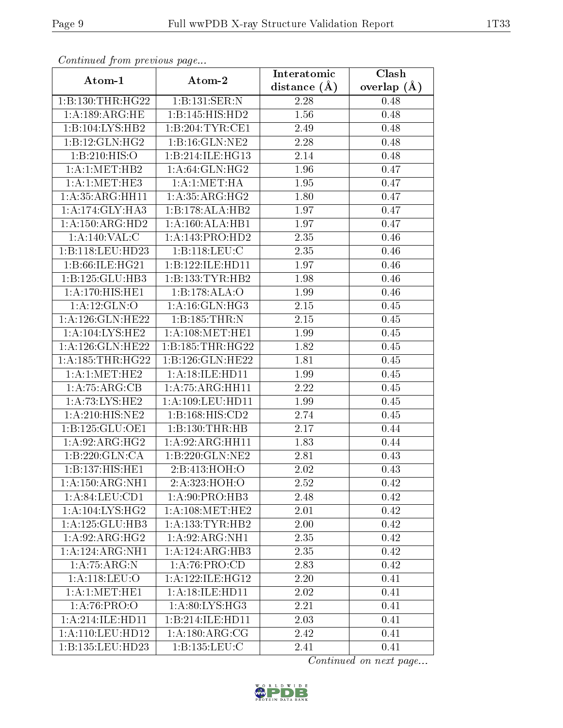*Continued from previous page...*

| Atom-1 | Atom-2 | Interatomic distance (Å) | Clash overlap (Å) |
|---|---|---|---|
| 1:B:130:THR:HG22 | 1:B:131:SER:N | 2.28 | 0.48 |
| 1:A:189:ARG:HE | 1:B:145:HIS:HD2 | 1.56 | 0.48 |
| 1:B:104:LYS:HB2 | 1:B:204:TYR:CE1 | 2.49 | 0.48 |
| 1:B:12:GLN:HG2 | 1:B:16:GLN:NE2 | 2.28 | 0.48 |
| 1:B:210:HIS:O | 1:B:214:ILE:HG13 | 2.14 | 0.48 |
| 1:A:1:MET:HB2 | 1:A:64:GLN:HG2 | 1.96 | 0.47 |
| 1:A:1:MET:HE3 | 1:A:1:MET:HA | 1.95 | 0.47 |
| 1:A:35:ARG:HH11 | 1:A:35:ARG:HG2 | 1.80 | 0.47 |
| 1:A:174:GLY:HA3 | 1:B:178:ALA:HB2 | 1.97 | 0.47 |
| 1:A:150:ARG:HD2 | 1:A:160:ALA:HB1 | 1.97 | 0.47 |
| 1:A:140:VAL:C | 1:A:143:PRO:HD2 | 2.35 | 0.46 |
| 1:B:118:LEU:HD23 | 1:B:118:LEU:C | 2.35 | 0.46 |
| 1:B:66:ILE:HG21 | 1:B:122:ILE:HD11 | 1.97 | 0.46 |
| 1:B:125:GLU:HB3 | 1:B:133:TYR:HB2 | 1.98 | 0.46 |
| 1:A:170:HIS:HE1 | 1:B:178:ALA:O | 1.99 | 0.46 |
| 1:A:12:GLN:O | 1:A:16:GLN:HG3 | 2.15 | 0.45 |
| 1:A:126:GLN:HE22 | 1:B:185:THR:N | 2.15 | 0.45 |
| 1:A:104:LYS:HE2 | 1:A:108:MET:HE1 | 1.99 | 0.45 |
| 1:A:126:GLN:HE22 | 1:B:185:THR:HG22 | 1.82 | 0.45 |
| 1:A:185:THR:HG22 | 1:B:126:GLN:HE22 | 1.81 | 0.45 |
| 1:A:1:MET:HE2 | 1:A:18:ILE:HD11 | 1.99 | 0.45 |
| 1:A:75:ARG:CB | 1:A:75:ARG:HH11 | 2.22 | 0.45 |
| 1:A:73:LYS:HE2 | 1:A:109:LEU:HD11 | 1.99 | 0.45 |
| 1:A:210:HIS:NE2 | 1:B:168:HIS:CD2 | 2.74 | 0.45 |
| 1:B:125:GLU:OE1 | 1:B:130:THR:HB | 2.17 | 0.44 |
| 1:A:92:ARG:HG2 | 1:A:92:ARG:HH11 | 1.83 | 0.44 |
| 1:B:220:GLN:CA | 1:B:220:GLN:NE2 | 2.81 | 0.43 |
| 1:B:137:HIS:HE1 | 2:B:413:HOH:O | 2.02 | 0.43 |
| 1:A:150:ARG:NH1 | 2:A:323:HOH:O | 2.52 | 0.42 |
| 1:A:84:LEU:CD1 | 1:A:90:PRO:HB3 | 2.48 | 0.42 |
| 1:A:104:LYS:HG2 | 1:A:108:MET:HE2 | 2.01 | 0.42 |
| 1:A:125:GLU:HB3 | 1:A:133:TYR:HB2 | 2.00 | 0.42 |
| 1:A:92:ARG:HG2 | 1:A:92:ARG:NH1 | 2.35 | 0.42 |
| 1:A:124:ARG:NH1 | 1:A:124:ARG:HB3 | 2.35 | 0.42 |
| 1:A:75:ARG:N | 1:A:76:PRO:CD | 2.83 | 0.42 |
| 1:A:118:LEU:O | 1:A:122:ILE:HG12 | 2.20 | 0.41 |
| 1:A:1:MET:HE1 | 1:A:18:ILE:HD11 | 2.02 | 0.41 |
| 1:A:76:PRO:O | 1:A:80:LYS:HG3 | 2.21 | 0.41 |
| 1:A:214:ILE:HD11 | 1:B:214:ILE:HD11 | 2.03 | 0.41 |
| 1:A:110:LEU:HD12 | 1:A:180:ARG:CG | 2.42 | 0.41 |
| 1:B:135:LEU:HD23 | 1:B:135:LEU:C | 2.41 | 0.41 |

*Continued on next page...*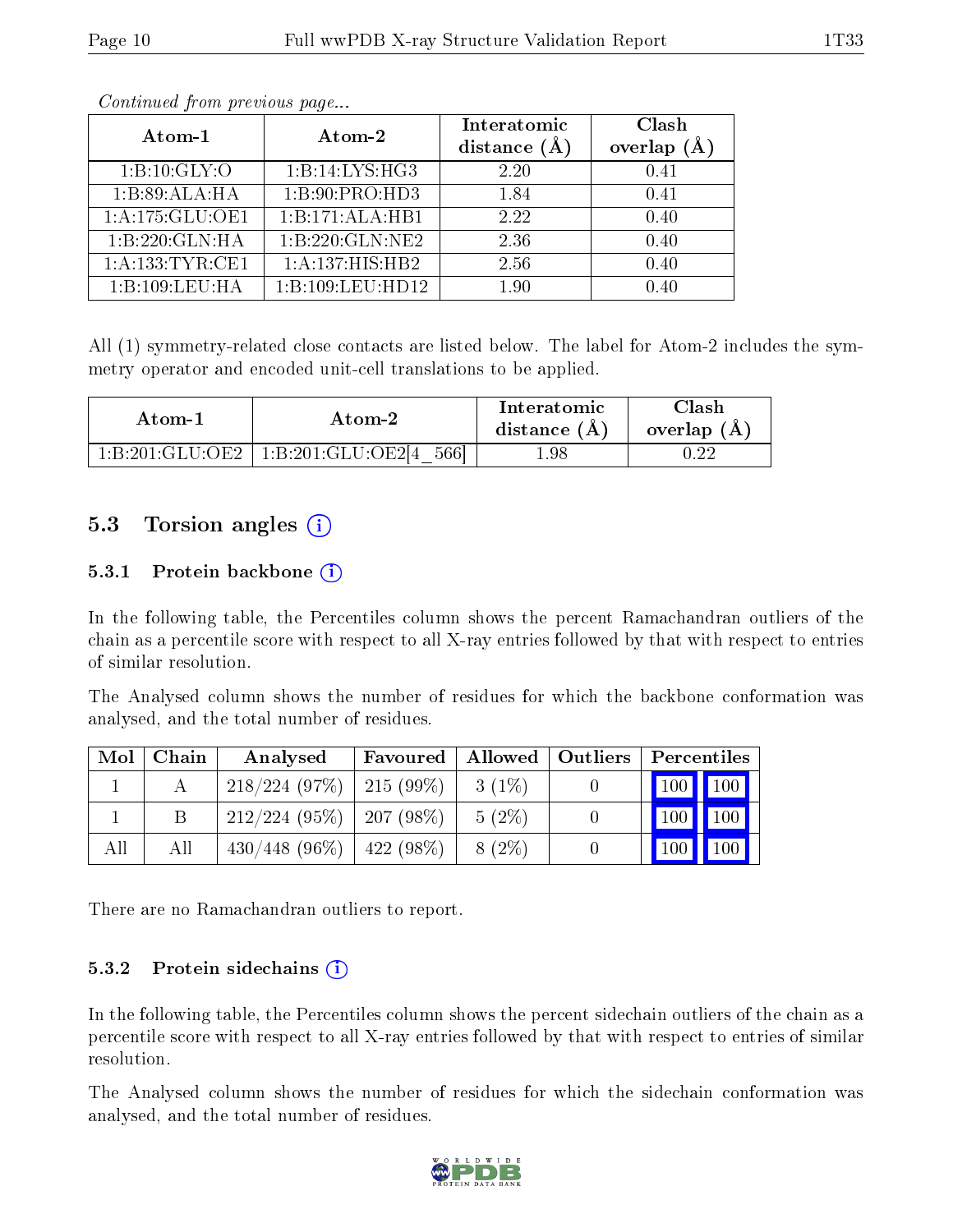*Continued from previous page...*

| Atom-1 | Atom-2 | Interatomic distance (Å) | Clash overlap (Å) |
|---|---|---|---|
| 1:B:10:GLY:O | 1:B:14:LYS:HG3 | 2.20 | 0.41 |
| 1:B:89:ALA:HA | 1:B:90:PRO:HD3 | 1.84 | 0.41 |
| 1:A:175:GLU:OE1 | 1:B:171:ALA:HB1 | 2.22 | 0.40 |
| 1:B:220:GLN:HA | 1:B:220:GLN:NE2 | 2.36 | 0.40 |
| 1:A:133:TYR:CE1 | 1:A:137:HIS:HB2 | 2.56 | 0.40 |
| 1:B:109:LEU:HA | 1:B:109:LEU:HD12 | 1.90 | 0.40 |

All (1) symmetry-related close contacts are listed below. The label for Atom-2 includes the symmetry operator and encoded unit-cell translations to be applied.

| Atom-1 | Atom-2 | Interatomic distance (Å) | Clash overlap (Å) |
|---|---|---|---|
| 1:B:201:GLU:OE2 | 1:B:201:GLU:OE2[4_566] | 1.98 | 0.22 |

## 5.3 Torsion angles (i)

### 5.3.1 Protein backbone (i)

In the following table, the Percentiles column shows the percent Ramachandran outliers of the chain as a percentile score with respect to all X-ray entries followed by that with respect to entries of similar resolution.

The Analysed column shows the number of residues for which the backbone conformation was analysed, and the total number of residues.

| Mol | Chain | Analysed | Favoured | Allowed | Outliers | Percentiles | |
|---|---|---|---|---|---|---|---|
| 1 | A | 218/224 (97%) | 215 (99%) | 3 (1%) | 0 | 100 | 100 |
| 1 | B | 212/224 (95%) | 207 (98%) | 5 (2%) | 0 | 100 | 100 |
| All | All | 430/448 (96%) | 422 (98%) | 8 (2%) | 0 | 100 | 100 |

There are no Ramachandran outliers to report.

### 5.3.2 Protein sidechains (i)

In the following table, the Percentiles column shows the percent sidechain outliers of the chain as a percentile score with respect to all X-ray entries followed by that with respect to entries of similar resolution.

The Analysed column shows the number of residues for which the sidechain conformation was analysed, and the total number of residues.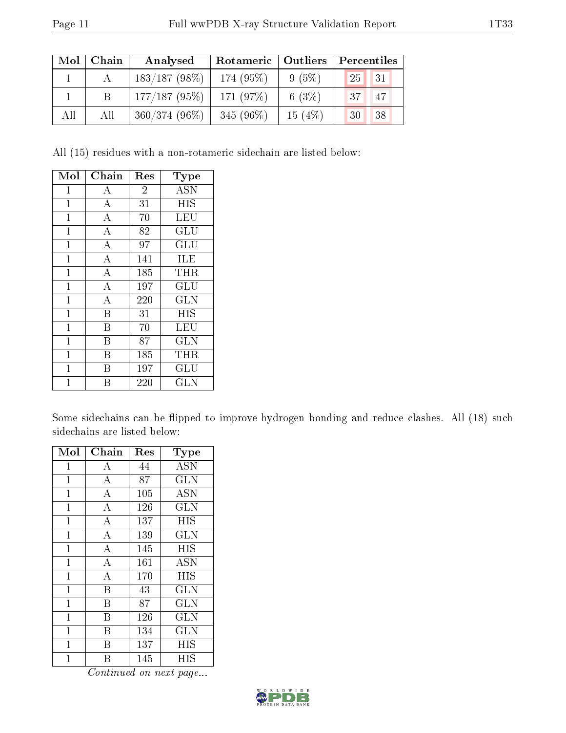| Mol | Chain | Analysed | Rotameric | Outliers | Percentiles | |
|---|---|---|---|---|---|---|
| 1 | A | 183/187 (98%) | 174 (95%) | 9 (5%) | 25 | 31 |
| 1 | B | 177/187 (95%) | 171 (97%) | 6 (3%) | 37 | 47 |
| All | All | 360/374 (96%) | 345 (96%) | 15 (4%) | 30 | 38 |

All (15) residues with a non-rotameric sidechain are listed below:

| Mol | Chain | Res | Type |
|---|---|---|---|
| 1 | A | 2 | ASN |
| 1 | A | 31 | HIS |
| 1 | A | 70 | LEU |
| 1 | A | 82 | GLU |
| 1 | A | 97 | GLU |
| 1 | A | 141 | ILE |
| 1 | A | 185 | THR |
| 1 | A | 197 | GLU |
| 1 | A | 220 | GLN |
| 1 | B | 31 | HIS |
| 1 | B | 70 | LEU |
| 1 | B | 87 | GLN |
| 1 | B | 185 | THR |
| 1 | B | 197 | GLU |
| 1 | B | 220 | GLN |

Some sidechains can be flipped to improve hydrogen bonding and reduce clashes. All (18) such sidechains are listed below:

| Mol | Chain | Res | Type |
|---|---|---|---|
| 1 | A | 44 | ASN |
| 1 | A | 87 | GLN |
| 1 | A | 105 | ASN |
| 1 | A | 126 | GLN |
| 1 | A | 137 | HIS |
| 1 | A | 139 | GLN |
| 1 | A | 145 | HIS |
| 1 | A | 161 | ASN |
| 1 | A | 170 | HIS |
| 1 | B | 43 | GLN |
| 1 | B | 87 | GLN |
| 1 | B | 126 | GLN |
| 1 | B | 134 | GLN |
| 1 | B | 137 | HIS |
| 1 | B | 145 | HIS |

*Continued on next page...*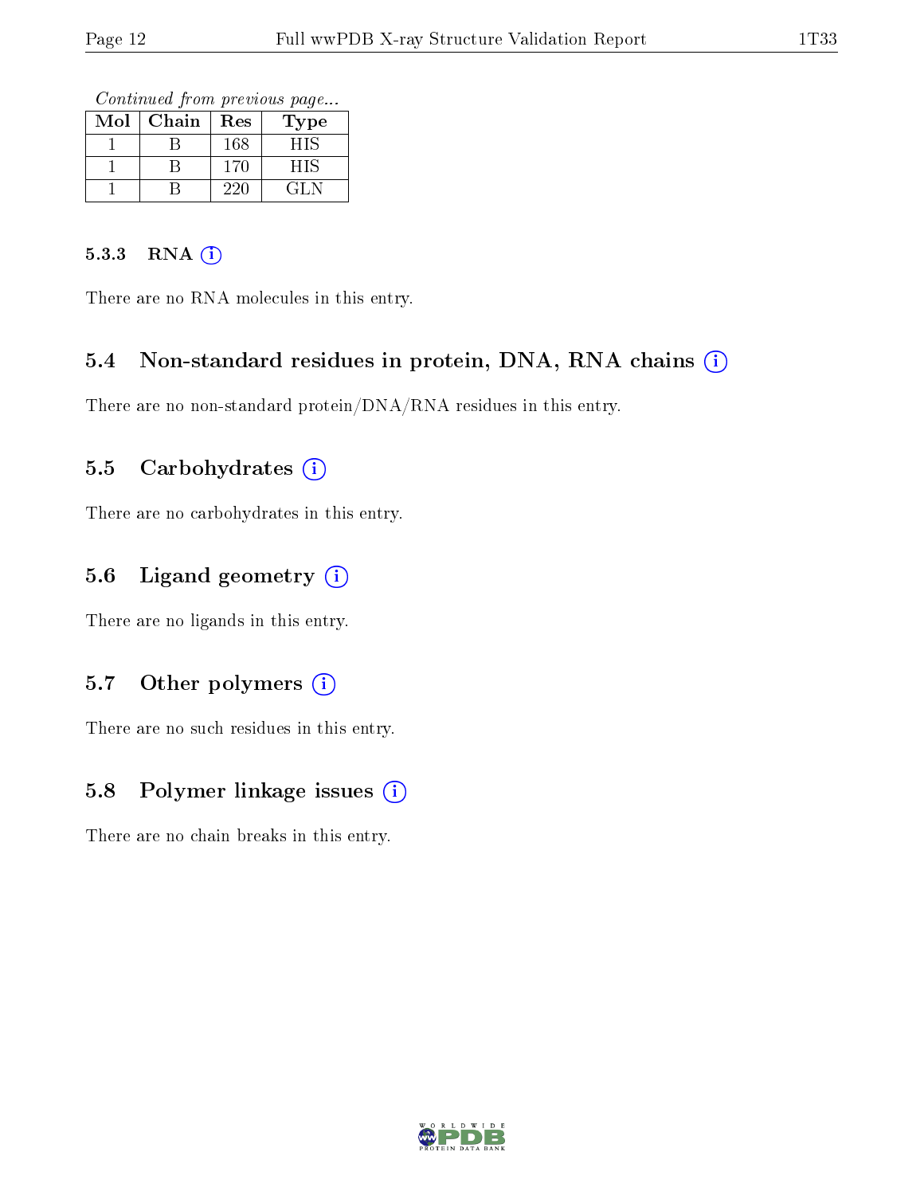*Continued from previous page...*

| Mol | Chain | Res | Type |
|---|---|---|---|
| 1 | B | 168 | HIS |
| 1 | B | 170 | HIS |
| 1 | B | 220 | GLN |

#### 5.3.3 RNA (i)

There are no RNA molecules in this entry.

### 5.4 Non-standard residues in protein, DNA, RNA chains (i)

There are no non-standard protein/DNA/RNA residues in this entry.

### 5.5 Carbohydrates (i)

There are no carbohydrates in this entry.

### 5.6 Ligand geometry (i)

There are no ligands in this entry.

### 5.7 Other polymers (i)

There are no such residues in this entry.

### 5.8 Polymer linkage issues (i)

There are no chain breaks in this entry.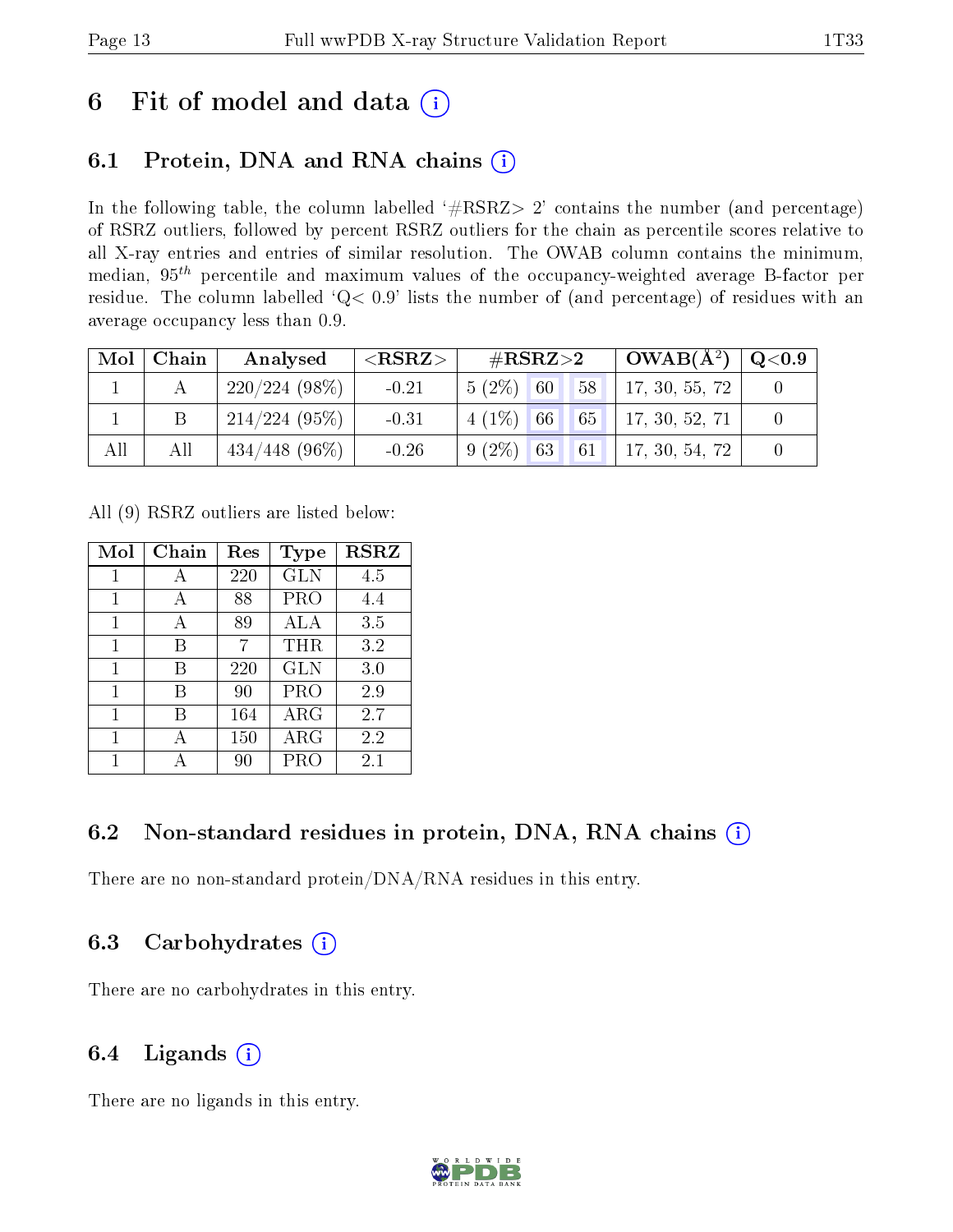# 6 Fit of model and data (i)

## 6.1 Protein, DNA and RNA chains (i)

In the following table, the column labelled '#RSRZ> 2' contains the number (and percentage) of RSRZ outliers, followed by percent RSRZ outliers for the chain as percentile scores relative to all X-ray entries and entries of similar resolution. The OWAB column contains the minimum, median, $95^{th}$ percentile and maximum values of the occupancy-weighted average B-factor per residue. The column labelled 'Q< 0.9' lists the number of (and percentage) of residues with an average occupancy less than 0.9.

| Mol | Chain | Analysed | <RSRZ> | #RSRZ>2 | | | OWAB(Å$^2$) | Q<0.9 |
|---|---|---|---|---|---|---|---|---|
| 1 | A | 220/224 (98%) | -0.21 | 5 (2%) | 60 | 58 | 17, 30, 55, 72 | 0 |
| 1 | B | 214/224 (95%) | -0.31 | 4 (1%) | 66 | 65 | 17, 30, 52, 71 | 0 |
| All | All | 434/448 (96%) | -0.26 | 9 (2%) | 63 | 61 | 17, 30, 54, 72 | 0 |

All (9) RSRZ outliers are listed below:

| Mol | Chain | Res | Type | RSRZ |
|---|---|---|---|---|
| 1 | A | 220 | GLN | 4.5 |
| 1 | A | 88 | PRO | 4.4 |
| 1 | A | 89 | ALA | 3.5 |
| 1 | B | 7 | THR | 3.2 |
| 1 | B | 220 | GLN | 3.0 |
| 1 | B | 90 | PRO | 2.9 |
| 1 | B | 164 | ARG | 2.7 |
| 1 | A | 150 | ARG | 2.2 |
| 1 | A | 90 | PRO | 2.1 |

## 6.2 Non-standard residues in protein, DNA, RNA chains (i)

There are no non-standard protein/DNA/RNA residues in this entry.

## 6.3 Carbohydrates (i)

There are no carbohydrates in this entry.

## 6.4 Ligands (i)

There are no ligands in this entry.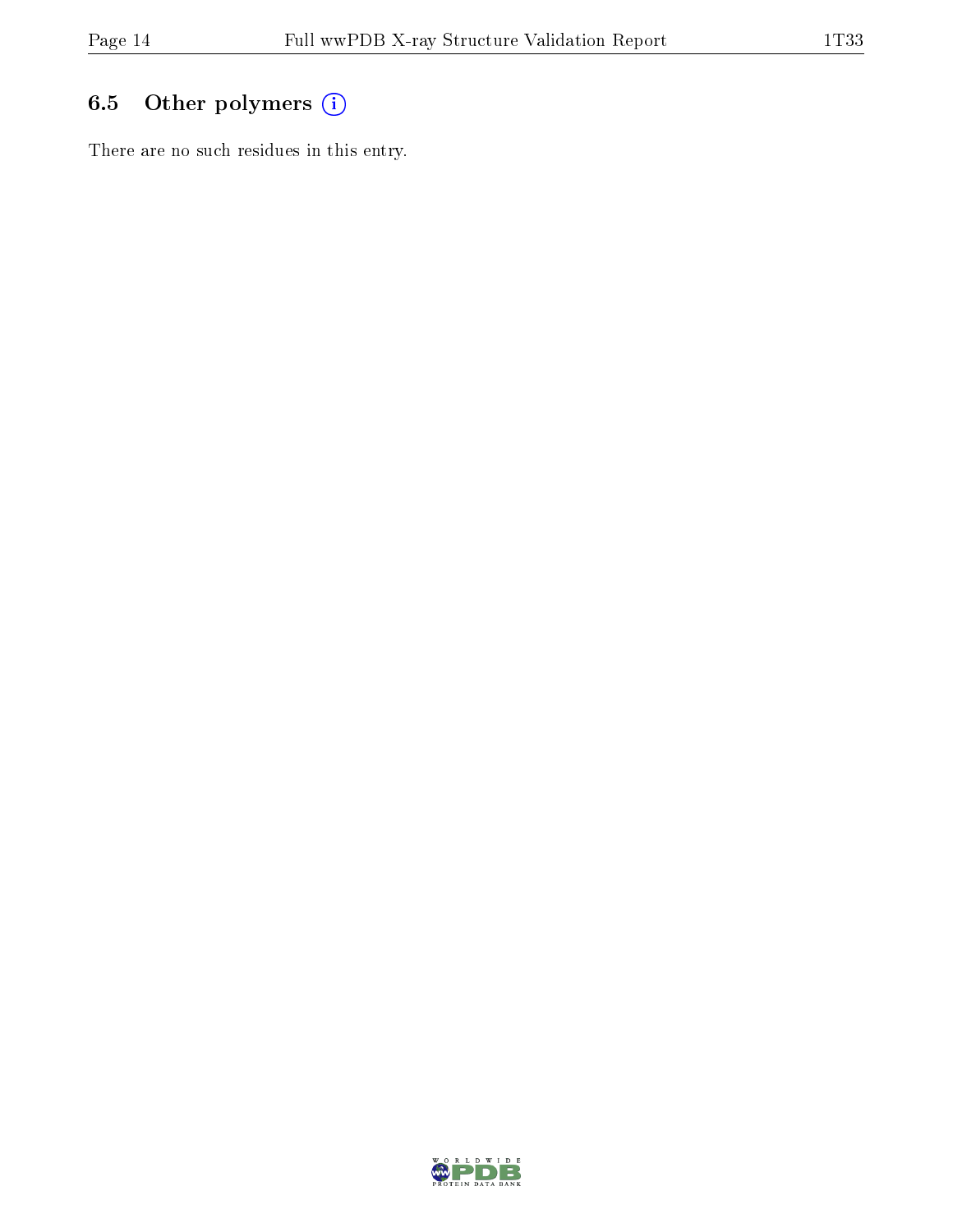## 6.5 Other polymers

There are no such residues in this entry.